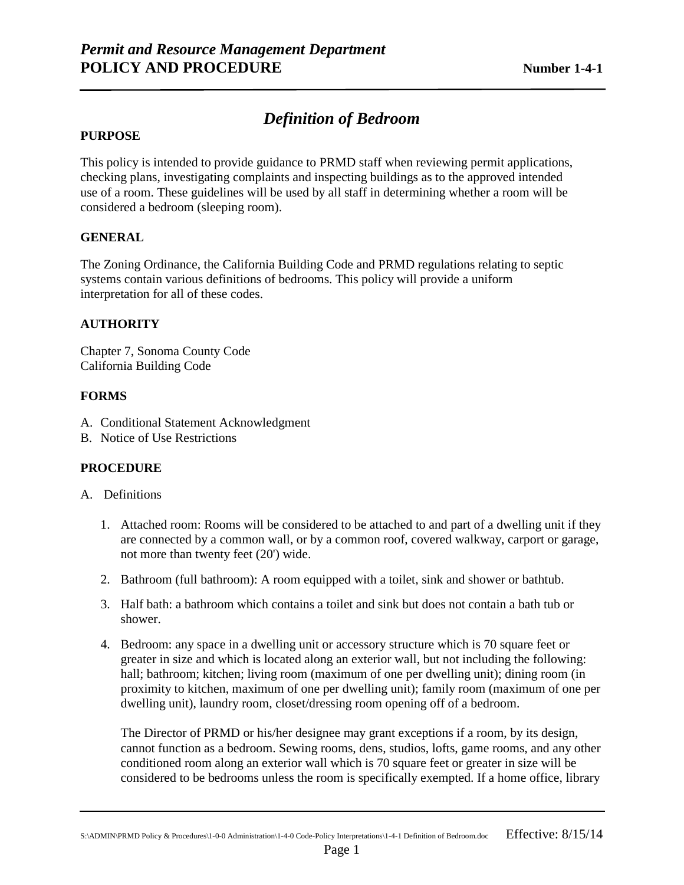*Permit and Resource Management Department*
**POLICY AND PROCEDURE** **Number 1-4-1**

# *Definition of Bedroom*

**PURPOSE**

This policy is intended to provide guidance to PRMD staff when reviewing permit applications, checking plans, investigating complaints and inspecting buildings as to the approved intended use of a room. These guidelines will be used by all staff in determining whether a room will be considered a bedroom (sleeping room).

**GENERAL**

The Zoning Ordinance, the California Building Code and PRMD regulations relating to septic systems contain various definitions of bedrooms. This policy will provide a uniform interpretation for all of these codes.

**AUTHORITY**

Chapter 7, Sonoma County Code
California Building Code

**FORMS**

A. Conditional Statement Acknowledgment
B. Notice of Use Restrictions

**PROCEDURE**

A. Definitions

1. Attached room: Rooms will be considered to be attached to and part of a dwelling unit if they are connected by a common wall, or by a common roof, covered walkway, carport or garage, not more than twenty feet (20') wide.

2. Bathroom (full bathroom): A room equipped with a toilet, sink and shower or bathtub.

3. Half bath: a bathroom which contains a toilet and sink but does not contain a bath tub or shower.

4. Bedroom: any space in a dwelling unit or accessory structure which is 70 square feet or greater in size and which is located along an exterior wall, but not including the following: hall; bathroom; kitchen; living room (maximum of one per dwelling unit); dining room (in proximity to kitchen, maximum of one per dwelling unit); family room (maximum of one per dwelling unit), laundry room, closet/dressing room opening off of a bedroom.

   The Director of PRMD or his/her designee may grant exceptions if a room, by its design, cannot function as a bedroom. Sewing rooms, dens, studios, lofts, game rooms, and any other conditioned room along an exterior wall which is 70 square feet or greater in size will be considered to be bedrooms unless the room is specifically exempted. If a home office, library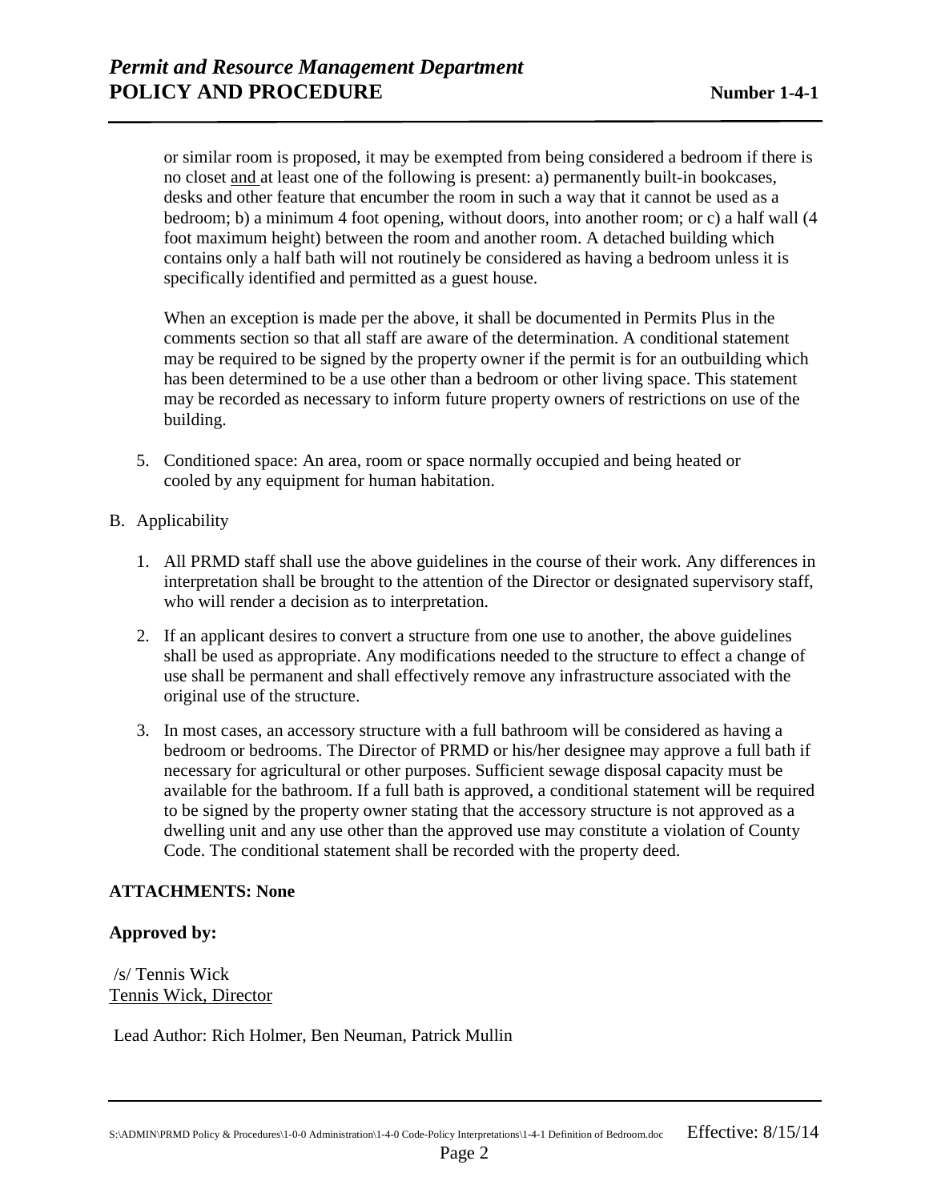or similar room is proposed, it may be exempted from being considered a bedroom if there is no closet and at least one of the following is present: a) permanently built-in bookcases, desks and other feature that encumber the room in such a way that it cannot be used as a bedroom; b) a minimum 4 foot opening, without doors, into another room; or c) a half wall (4 foot maximum height) between the room and another room. A detached building which contains only a half bath will not routinely be considered as having a bedroom unless it is specifically identified and permitted as a guest house.

When an exception is made per the above, it shall be documented in Permits Plus in the comments section so that all staff are aware of the determination. A conditional statement may be required to be signed by the property owner if the permit is for an outbuilding which has been determined to be a use other than a bedroom or other living space. This statement may be recorded as necessary to inform future property owners of restrictions on use of the building.

5. Conditioned space: An area, room or space normally occupied and being heated or cooled by any equipment for human habitation.

B. Applicability

1. All PRMD staff shall use the above guidelines in the course of their work. Any differences in interpretation shall be brought to the attention of the Director or designated supervisory staff, who will render a decision as to interpretation.

2. If an applicant desires to convert a structure from one use to another, the above guidelines shall be used as appropriate. Any modifications needed to the structure to effect a change of use shall be permanent and shall effectively remove any infrastructure associated with the original use of the structure.

3. In most cases, an accessory structure with a full bathroom will be considered as having a bedroom or bedrooms. The Director of PRMD or his/her designee may approve a full bath if necessary for agricultural or other purposes. Sufficient sewage disposal capacity must be available for the bathroom. If a full bath is approved, a conditional statement will be required to be signed by the property owner stating that the accessory structure is not approved as a dwelling unit and any use other than the approved use may constitute a violation of County Code. The conditional statement shall be recorded with the property deed.

**ATTACHMENTS: None**

**Approved by:**

/s/ Tennis Wick
Tennis Wick, Director

Lead Author: Rich Holmer, Ben Neuman, Patrick Mullin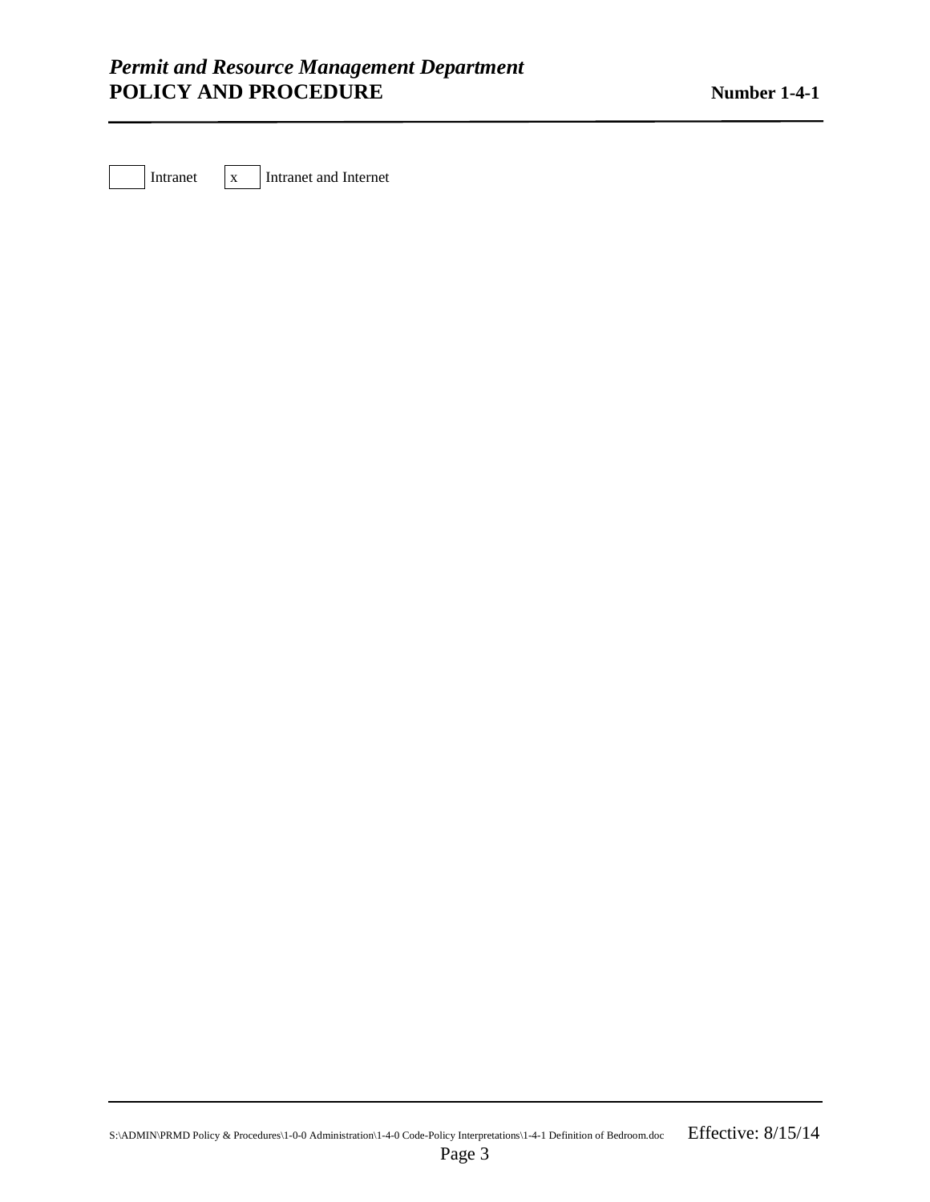☐ Intranet ☒ Intranet and Internet